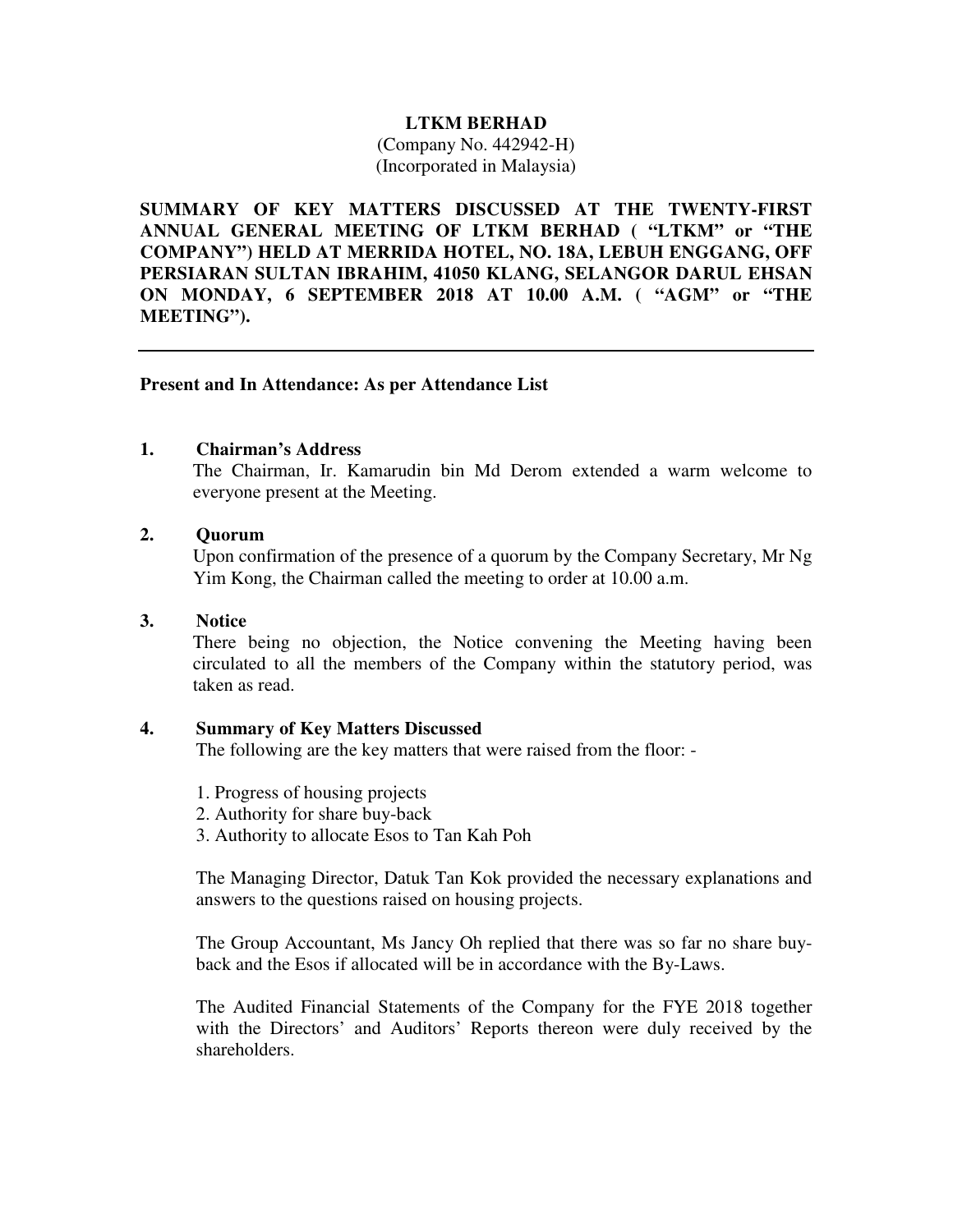**LTKM BERHAD**

(Company No. 442942-H)

(Incorporated in Malaysia)

**SUMMARY OF KEY MATTERS DISCUSSED AT THE TWENTY-FIRST ANNUAL GENERAL MEETING OF LTKM BERHAD ( "LTKM" or "THE COMPANY") HELD AT MERRIDA HOTEL, NO. 18A, LEBUH ENGGANG, OFF PERSIARAN SULTAN IBRAHIM, 41050 KLANG, SELANGOR DARUL EHSAN ON MONDAY, 6 SEPTEMBER 2018 AT 10.00 A.M. ( "AGM" or "THE MEETING").**

---

**Present and In Attendance: As per Attendance List**

**1. Chairman's Address**

The Chairman, Ir. Kamarudin bin Md Derom extended a warm welcome to everyone present at the Meeting.

**2. Quorum**

Upon confirmation of the presence of a quorum by the Company Secretary, Mr Ng Yim Kong, the Chairman called the meeting to order at 10.00 a.m.

**3. Notice**

There being no objection, the Notice convening the Meeting having been circulated to all the members of the Company within the statutory period, was taken as read.

**4. Summary of Key Matters Discussed**

The following are the key matters that were raised from the floor: -

1. Progress of housing projects
2. Authority for share buy-back
3. Authority to allocate Esos to Tan Kah Poh

The Managing Director, Datuk Tan Kok provided the necessary explanations and answers to the questions raised on housing projects.

The Group Accountant, Ms Jancy Oh replied that there was so far no share buy-back and the Esos if allocated will be in accordance with the By-Laws.

The Audited Financial Statements of the Company for the FYE 2018 together with the Directors' and Auditors' Reports thereon were duly received by the shareholders.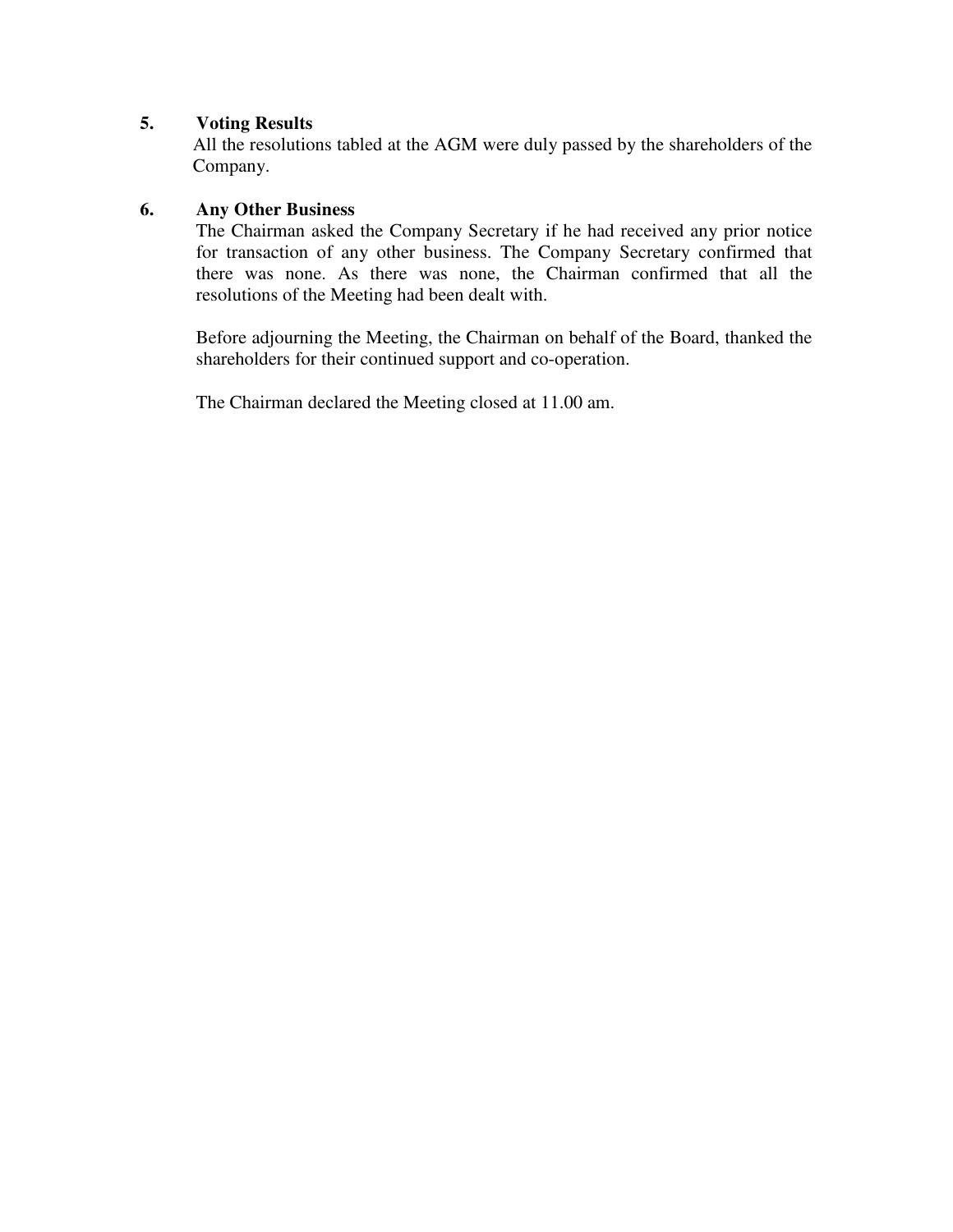**5. Voting Results**

All the resolutions tabled at the AGM were duly passed by the shareholders of the Company.

**6. Any Other Business**

The Chairman asked the Company Secretary if he had received any prior notice for transaction of any other business. The Company Secretary confirmed that there was none. As there was none, the Chairman confirmed that all the resolutions of the Meeting had been dealt with.

Before adjourning the Meeting, the Chairman on behalf of the Board, thanked the shareholders for their continued support and co-operation.

The Chairman declared the Meeting closed at 11.00 am.